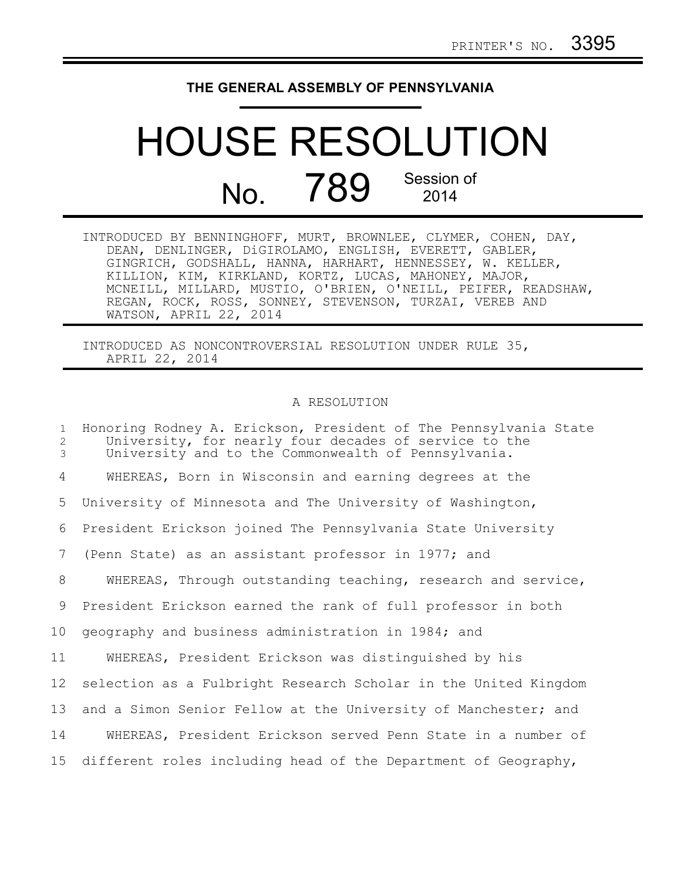PRINTER'S NO. 3395

**THE GENERAL ASSEMBLY OF PENNSYLVANIA**

# HOUSE RESOLUTION

## No. 789 Session of 2014

INTRODUCED BY BENNINGHOFF, MURT, BROWNLEE, CLYMER, COHEN, DAY, DEAN, DENLINGER, DiGIROLAMO, ENGLISH, EVERETT, GABLER, GINGRICH, GODSHALL, HANNA, HARHART, HENNESSEY, W. KELLER, KILLION, KIM, KIRKLAND, KORTZ, LUCAS, MAHONEY, MAJOR, MCNEILL, MILLARD, MUSTIO, O'BRIEN, O'NEILL, PEIFER, READSHAW, REGAN, ROCK, ROSS, SONNEY, STEVENSON, TURZAI, VEREB AND WATSON, APRIL 22, 2014

INTRODUCED AS NONCONTROVERSIAL RESOLUTION UNDER RULE 35, APRIL 22, 2014

A RESOLUTION

Honoring Rodney A. Erickson, President of The Pennsylvania State University, for nearly four decades of service to the University and to the Commonwealth of Pennsylvania.

WHEREAS, Born in Wisconsin and earning degrees at the University of Minnesota and The University of Washington, President Erickson joined The Pennsylvania State University (Penn State) as an assistant professor in 1977; and

WHEREAS, Through outstanding teaching, research and service, President Erickson earned the rank of full professor in both geography and business administration in 1984; and

WHEREAS, President Erickson was distinguished by his selection as a Fulbright Research Scholar in the United Kingdom and a Simon Senior Fellow at the University of Manchester; and

WHEREAS, President Erickson served Penn State in a number of different roles including head of the Department of Geography,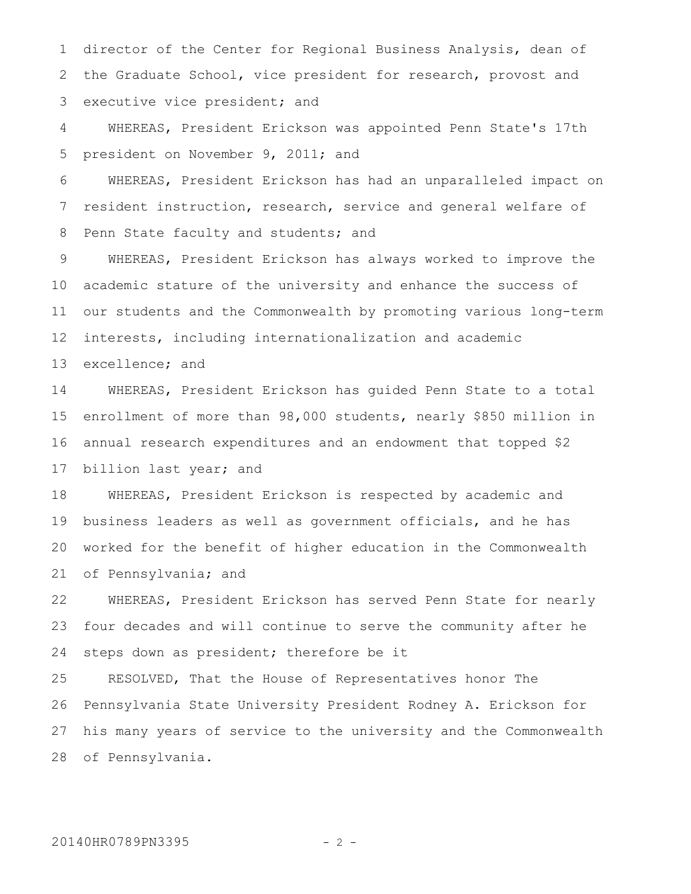director of the Center for Regional Business Analysis, dean of the Graduate School, vice president for research, provost and executive vice president; and

WHEREAS, President Erickson was appointed Penn State's 17th president on November 9, 2011; and

WHEREAS, President Erickson has had an unparalleled impact on resident instruction, research, service and general welfare of Penn State faculty and students; and

WHEREAS, President Erickson has always worked to improve the academic stature of the university and enhance the success of our students and the Commonwealth by promoting various long-term interests, including internationalization and academic excellence; and

WHEREAS, President Erickson has guided Penn State to a total enrollment of more than 98,000 students, nearly $850 million in annual research expenditures and an endowment that topped $2 billion last year; and

WHEREAS, President Erickson is respected by academic and business leaders as well as government officials, and he has worked for the benefit of higher education in the Commonwealth of Pennsylvania; and

WHEREAS, President Erickson has served Penn State for nearly four decades and will continue to serve the community after he steps down as president; therefore be it

RESOLVED, That the House of Representatives honor The Pennsylvania State University President Rodney A. Erickson for his many years of service to the university and the Commonwealth of Pennsylvania.